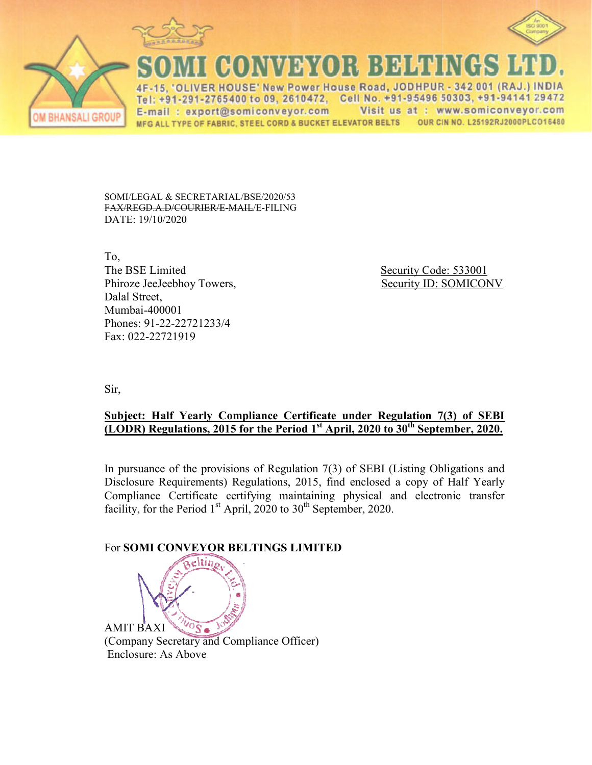# SOMI CONVEYOR BELTINGS LTD.

4F-15, 'OLIVER HOUSE' New Power House Road, JODHPUR - 342 001 (RAJ.) INDIA
Tel: +91-291-2765400 to 09, 2610472, Cell No. +91-95496 50303, +91-94141 29472
E-mail : export@somiconveyor.com Visit us at : www.somiconveyor.com
MFG ALL TYPE OF FABRIC, STEEL CORD & BUCKET ELEVATOR BELTS OUR CIN NO. L25192RJ2000PLC016480

OM BHANSALI GROUP

SOMI/LEGAL & SECRETARIAL/BSE/2020/53
~~FAX/REGD.A.D/COURIER/E-MAIL~~/E-FILING
DATE: 19/10/2020

To,
The BSE Limited
Phiroze JeeJeebhoy Towers,
Dalal Street,
Mumbai-400001
Phones: 91-22-22721233/4
Fax: 022-22721919

Security Code: 533001
Security ID: SOMICONV

Sir,

**Subject: Half Yearly Compliance Certificate under Regulation 7(3) of SEBI (LODR) Regulations, 2015 for the Period 1st April, 2020 to 30th September, 2020.**

In pursuance of the provisions of Regulation 7(3) of SEBI (Listing Obligations and Disclosure Requirements) Regulations, 2015, find enclosed a copy of Half Yearly Compliance Certificate certifying maintaining physical and electronic transfer facility, for the Period 1st April, 2020 to 30th September, 2020.

For **SOMI CONVEYOR BELTINGS LIMITED**

AMIT BAXI
(Company Secretary and Compliance Officer)
Enclosure: As Above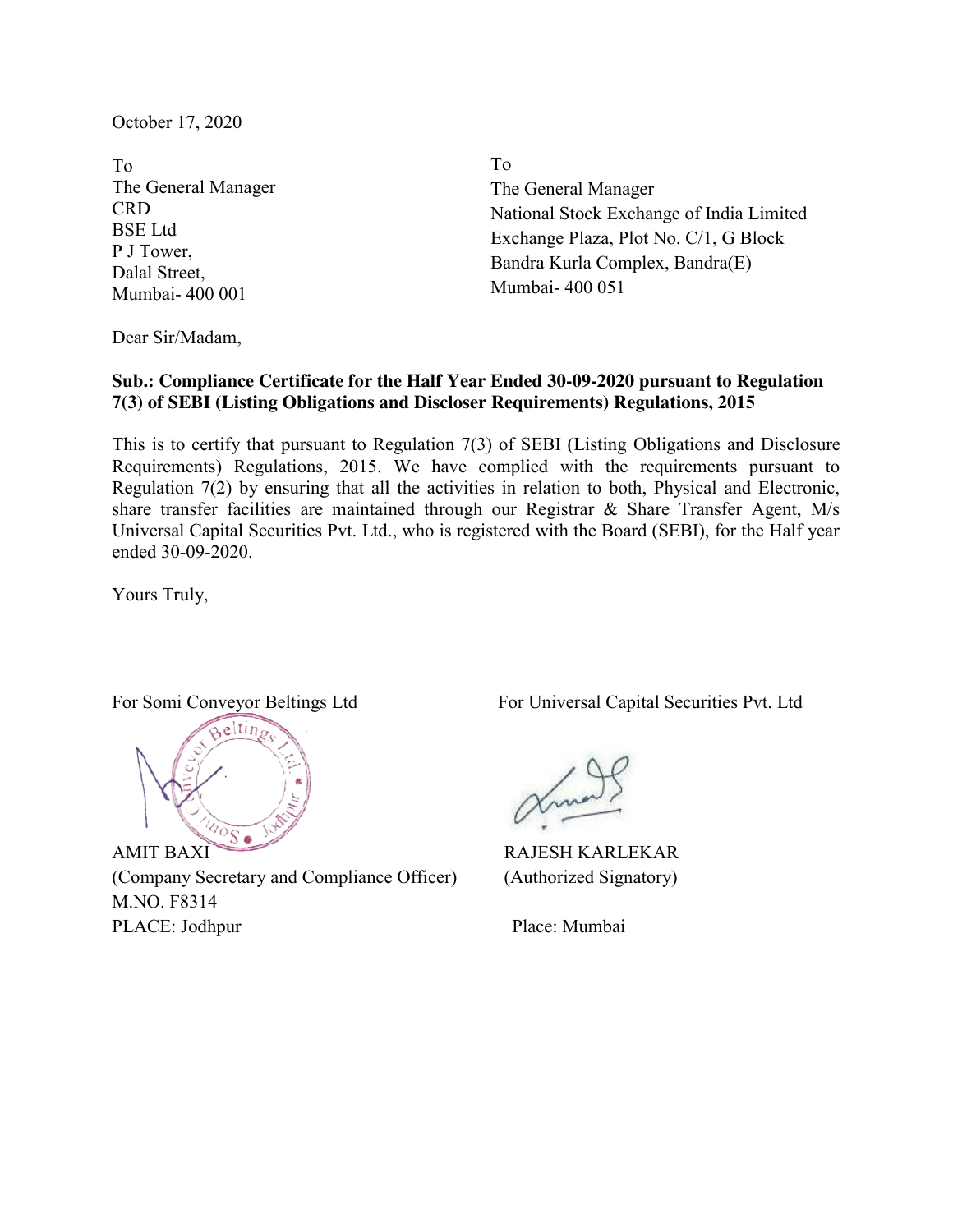October 17, 2020

To  
The General Manager  
CRD  
BSE Ltd  
P J Tower,  
Dalal Street,  
Mumbai- 400 001

To  
The General Manager  
National Stock Exchange of India Limited  
Exchange Plaza, Plot No. C/1, G Block  
Bandra Kurla Complex, Bandra(E)  
Mumbai- 400 051

Dear Sir/Madam,

**Sub.: Compliance Certificate for the Half Year Ended 30-09-2020 pursuant to Regulation 7(3) of SEBI (Listing Obligations and Discloser Requirements) Regulations, 2015**

This is to certify that pursuant to Regulation 7(3) of SEBI (Listing Obligations and Disclosure Requirements) Regulations, 2015. We have complied with the requirements pursuant to Regulation 7(2) by ensuring that all the activities in relation to both, Physical and Electronic, share transfer facilities are maintained through our Registrar & Share Transfer Agent, M/s Universal Capital Securities Pvt. Ltd., who is registered with the Board (SEBI), for the Half year ended 30-09-2020.

Yours Truly,

For Somi Conveyor Beltings Ltd

AMIT BAXI  
(Company Secretary and Compliance Officer)  
M.NO. F8314  
PLACE: Jodhpur

For Universal Capital Securities Pvt. Ltd

RAJESH KARLEKAR  
(Authorized Signatory)

Place: Mumbai